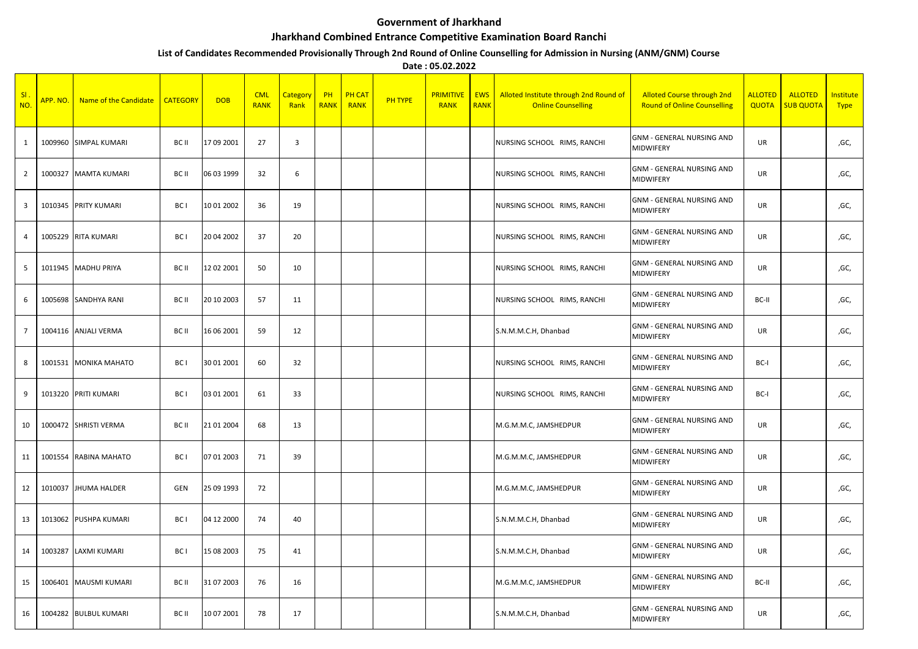# Government of Jharkhand

## Jharkhand Combined Entrance Competitive Examination Board Ranchi

### List of Candidates Recommended Provisionally Through 2nd Round of Online Counselling for Admission in Nursing (ANM/GNM) Course

**Date : 05.02.2022**

| Sl . NO. | APP. NO. | Name of the Candidate | CATEGORY | DOB | CML RANK | Category Rank | PH RANK | PH CAT RANK | PH TYPE | PRIMITIVE RANK | EWS RANK | Alloted Institute through 2nd Round of Online Counselling | Alloted Course through 2nd Round of Online Counselling | ALLOTED QUOTA | ALLOTED SUB QUOTA | Institute Type |
|---|---|---|---|---|---|---|---|---|---|---|---|---|---|---|---|---|
| 1 | 1009960 | SIMPAL KUMARI | BC II | 17 09 2001 | 27 | 3 | | | | | | NURSING SCHOOL RIMS, RANCHI | GNM - GENERAL NURSING AND MIDWIFERY | UR | | ,GC, |
| 2 | 1000327 | MAMTA KUMARI | BC II | 06 03 1999 | 32 | 6 | | | | | | NURSING SCHOOL RIMS, RANCHI | GNM - GENERAL NURSING AND MIDWIFERY | UR | | ,GC, |
| 3 | 1010345 | PRITY KUMARI | BC I | 10 01 2002 | 36 | 19 | | | | | | NURSING SCHOOL RIMS, RANCHI | GNM - GENERAL NURSING AND MIDWIFERY | UR | | ,GC, |
| 4 | 1005229 | RITA KUMARI | BC I | 20 04 2002 | 37 | 20 | | | | | | NURSING SCHOOL RIMS, RANCHI | GNM - GENERAL NURSING AND MIDWIFERY | UR | | ,GC, |
| 5 | 1011945 | MADHU PRIYA | BC II | 12 02 2001 | 50 | 10 | | | | | | NURSING SCHOOL RIMS, RANCHI | GNM - GENERAL NURSING AND MIDWIFERY | UR | | ,GC, |
| 6 | 1005698 | SANDHYA RANI | BC II | 20 10 2003 | 57 | 11 | | | | | | NURSING SCHOOL RIMS, RANCHI | GNM - GENERAL NURSING AND MIDWIFERY | BC-II | | ,GC, |
| 7 | 1004116 | ANJALI VERMA | BC II | 16 06 2001 | 59 | 12 | | | | | | S.N.M.M.C.H, Dhanbad | GNM - GENERAL NURSING AND MIDWIFERY | UR | | ,GC, |
| 8 | 1001531 | MONIKA MAHATO | BC I | 30 01 2001 | 60 | 32 | | | | | | NURSING SCHOOL RIMS, RANCHI | GNM - GENERAL NURSING AND MIDWIFERY | BC-I | | ,GC, |
| 9 | 1013220 | PRITI KUMARI | BC I | 03 01 2001 | 61 | 33 | | | | | | NURSING SCHOOL RIMS, RANCHI | GNM - GENERAL NURSING AND MIDWIFERY | BC-I | | ,GC, |
| 10 | 1000472 | SHRISTI VERMA | BC II | 21 01 2004 | 68 | 13 | | | | | | M.G.M.M.C, JAMSHEDPUR | GNM - GENERAL NURSING AND MIDWIFERY | UR | | ,GC, |
| 11 | 1001554 | RABINA MAHATO | BC I | 07 01 2003 | 71 | 39 | | | | | | M.G.M.M.C, JAMSHEDPUR | GNM - GENERAL NURSING AND MIDWIFERY | UR | | ,GC, |
| 12 | 1010037 | JHUMA HALDER | GEN | 25 09 1993 | 72 | | | | | | | M.G.M.M.C, JAMSHEDPUR | GNM - GENERAL NURSING AND MIDWIFERY | UR | | ,GC, |
| 13 | 1013062 | PUSHPA KUMARI | BC I | 04 12 2000 | 74 | 40 | | | | | | S.N.M.M.C.H, Dhanbad | GNM - GENERAL NURSING AND MIDWIFERY | UR | | ,GC, |
| 14 | 1003287 | LAXMI KUMARI | BC I | 15 08 2003 | 75 | 41 | | | | | | S.N.M.M.C.H, Dhanbad | GNM - GENERAL NURSING AND MIDWIFERY | UR | | ,GC, |
| 15 | 1006401 | MAUSMI KUMARI | BC II | 31 07 2003 | 76 | 16 | | | | | | M.G.M.M.C, JAMSHEDPUR | GNM - GENERAL NURSING AND MIDWIFERY | BC-II | | ,GC, |
| 16 | 1004282 | BULBUL KUMARI | BC II | 10 07 2001 | 78 | 17 | | | | | | S.N.M.M.C.H, Dhanbad | GNM - GENERAL NURSING AND MIDWIFERY | UR | | ,GC, |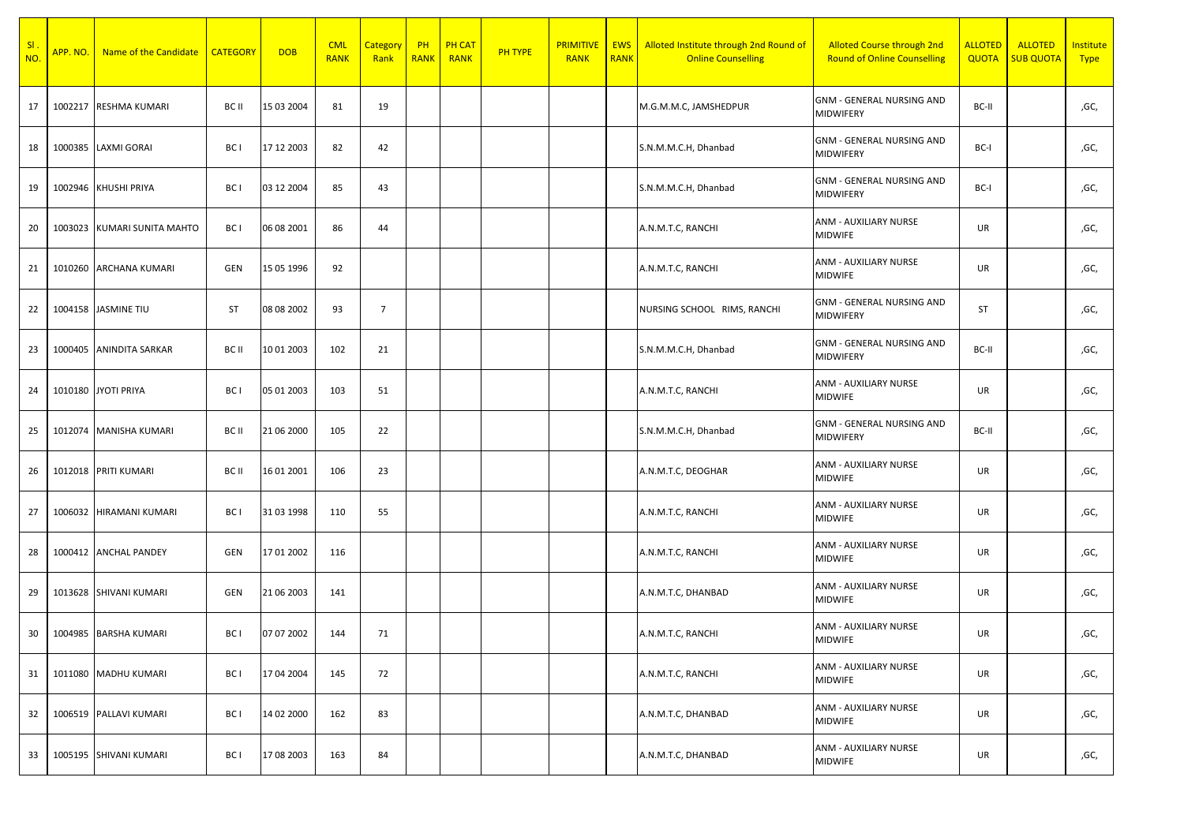| Sl . NO. | APP. NO. | Name of the Candidate | CATEGORY | DOB | CML RANK | Category Rank | PH RANK | PH CAT RANK | PH TYPE | PRIMITIVE RANK | EWS RANK | Alloted Institute through 2nd Round of Online Counselling | Alloted Course through 2nd Round of Online Counselling | ALLOTED QUOTA | ALLOTED SUB QUOTA | Institute Type |
|---|---|---|---|---|---|---|---|---|---|---|---|---|---|---|---|---|
| 17 | 1002217 | RESHMA KUMARI | BC II | 15 03 2004 | 81 | 19 | | | | | | M.G.M.M.C, JAMSHEDPUR | GNM - GENERAL NURSING AND MIDWIFERY | BC-II | | ,GC, |
| 18 | 1000385 | LAXMI GORAI | BC I | 17 12 2003 | 82 | 42 | | | | | | S.N.M.M.C.H, Dhanbad | GNM - GENERAL NURSING AND MIDWIFERY | BC-I | | ,GC, |
| 19 | 1002946 | KHUSHI PRIYA | BC I | 03 12 2004 | 85 | 43 | | | | | | S.N.M.M.C.H, Dhanbad | GNM - GENERAL NURSING AND MIDWIFERY | BC-I | | ,GC, |
| 20 | 1003023 | KUMARI SUNITA MAHTO | BC I | 06 08 2001 | 86 | 44 | | | | | | A.N.M.T.C, RANCHI | ANM - AUXILIARY NURSE MIDWIFE | UR | | ,GC, |
| 21 | 1010260 | ARCHANA KUMARI | GEN | 15 05 1996 | 92 | | | | | | | A.N.M.T.C, RANCHI | ANM - AUXILIARY NURSE MIDWIFE | UR | | ,GC, |
| 22 | 1004158 | JASMINE TIU | ST | 08 08 2002 | 93 | 7 | | | | | | NURSING SCHOOL RIMS, RANCHI | GNM - GENERAL NURSING AND MIDWIFERY | ST | | ,GC, |
| 23 | 1000405 | ANINDITA SARKAR | BC II | 10 01 2003 | 102 | 21 | | | | | | S.N.M.M.C.H, Dhanbad | GNM - GENERAL NURSING AND MIDWIFERY | BC-II | | ,GC, |
| 24 | 1010180 | JYOTI PRIYA | BC I | 05 01 2003 | 103 | 51 | | | | | | A.N.M.T.C, RANCHI | ANM - AUXILIARY NURSE MIDWIFE | UR | | ,GC, |
| 25 | 1012074 | MANISHA KUMARI | BC II | 21 06 2000 | 105 | 22 | | | | | | S.N.M.M.C.H, Dhanbad | GNM - GENERAL NURSING AND MIDWIFERY | BC-II | | ,GC, |
| 26 | 1012018 | PRITI KUMARI | BC II | 16 01 2001 | 106 | 23 | | | | | | A.N.M.T.C, DEOGHAR | ANM - AUXILIARY NURSE MIDWIFE | UR | | ,GC, |
| 27 | 1006032 | HIRAMANI KUMARI | BC I | 31 03 1998 | 110 | 55 | | | | | | A.N.M.T.C, RANCHI | ANM - AUXILIARY NURSE MIDWIFE | UR | | ,GC, |
| 28 | 1000412 | ANCHAL PANDEY | GEN | 17 01 2002 | 116 | | | | | | | A.N.M.T.C, RANCHI | ANM - AUXILIARY NURSE MIDWIFE | UR | | ,GC, |
| 29 | 1013628 | SHIVANI KUMARI | GEN | 21 06 2003 | 141 | | | | | | | A.N.M.T.C, DHANBAD | ANM - AUXILIARY NURSE MIDWIFE | UR | | ,GC, |
| 30 | 1004985 | BARSHA KUMARI | BC I | 07 07 2002 | 144 | 71 | | | | | | A.N.M.T.C, RANCHI | ANM - AUXILIARY NURSE MIDWIFE | UR | | ,GC, |
| 31 | 1011080 | MADHU KUMARI | BC I | 17 04 2004 | 145 | 72 | | | | | | A.N.M.T.C, RANCHI | ANM - AUXILIARY NURSE MIDWIFE | UR | | ,GC, |
| 32 | 1006519 | PALLAVI KUMARI | BC I | 14 02 2000 | 162 | 83 | | | | | | A.N.M.T.C, DHANBAD | ANM - AUXILIARY NURSE MIDWIFE | UR | | ,GC, |
| 33 | 1005195 | SHIVANI KUMARI | BC I | 17 08 2003 | 163 | 84 | | | | | | A.N.M.T.C, DHANBAD | ANM - AUXILIARY NURSE MIDWIFE | UR | | ,GC, |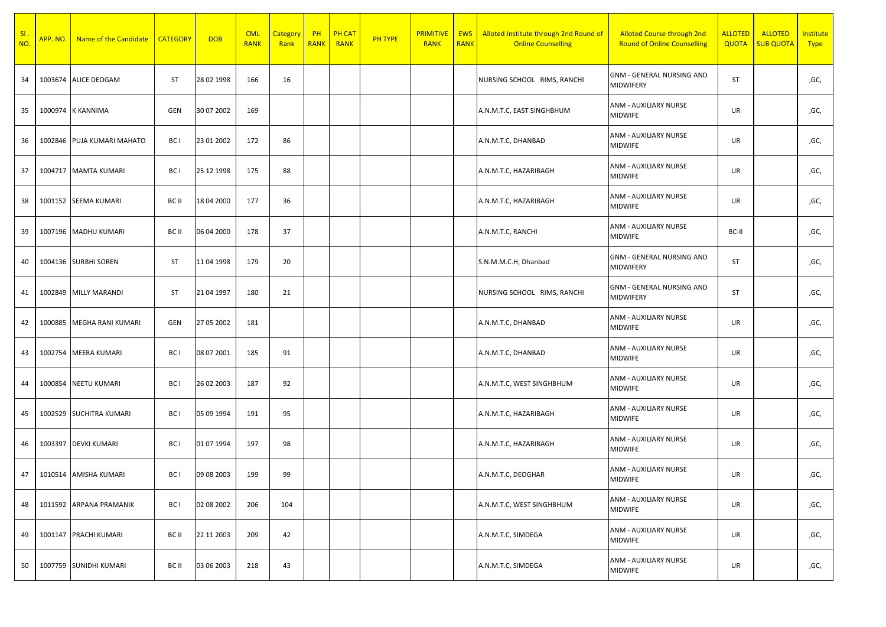| Sl . NO. | APP. NO. | Name of the Candidate | CATEGORY | DOB | CML RANK | Category Rank | PH RANK | PH CAT RANK | PH TYPE | PRIMITIVE RANK | EWS RANK | Alloted Institute through 2nd Round of Online Counselling | Alloted Course through 2nd Round of Online Counselling | ALLOTED QUOTA | ALLOTED SUB QUOTA | Institute Type |
|---|---|---|---|---|---|---|---|---|---|---|---|---|---|---|---|---|
| 34 | 1003674 | ALICE DEOGAM | ST | 28 02 1998 | 166 | 16 | | | | | | NURSING SCHOOL RIMS, RANCHI | GNM - GENERAL NURSING AND MIDWIFERY | ST | | ,GC, |
| 35 | 1000974 | K KANNIMA | GEN | 30 07 2002 | 169 | | | | | | | A.N.M.T.C, EAST SINGHBHUM | ANM - AUXILIARY NURSE MIDWIFE | UR | | ,GC, |
| 36 | 1002846 | PUJA KUMARI MAHATO | BC I | 23 01 2002 | 172 | 86 | | | | | | A.N.M.T.C, DHANBAD | ANM - AUXILIARY NURSE MIDWIFE | UR | | ,GC, |
| 37 | 1004717 | MAMTA KUMARI | BC I | 25 12 1998 | 175 | 88 | | | | | | A.N.M.T.C, HAZARIBAGH | ANM - AUXILIARY NURSE MIDWIFE | UR | | ,GC, |
| 38 | 1001152 | SEEMA KUMARI | BC II | 18 04 2000 | 177 | 36 | | | | | | A.N.M.T.C, HAZARIBAGH | ANM - AUXILIARY NURSE MIDWIFE | UR | | ,GC, |
| 39 | 1007196 | MADHU KUMARI | BC II | 06 04 2000 | 178 | 37 | | | | | | A.N.M.T.C, RANCHI | ANM - AUXILIARY NURSE MIDWIFE | BC-II | | ,GC, |
| 40 | 1004136 | SURBHI SOREN | ST | 11 04 1998 | 179 | 20 | | | | | | S.N.M.M.C.H, Dhanbad | GNM - GENERAL NURSING AND MIDWIFERY | ST | | ,GC, |
| 41 | 1002849 | MILLY MARANDI | ST | 21 04 1997 | 180 | 21 | | | | | | NURSING SCHOOL RIMS, RANCHI | GNM - GENERAL NURSING AND MIDWIFERY | ST | | ,GC, |
| 42 | 1000885 | MEGHA RANI KUMARI | GEN | 27 05 2002 | 181 | | | | | | | A.N.M.T.C, DHANBAD | ANM - AUXILIARY NURSE MIDWIFE | UR | | ,GC, |
| 43 | 1002754 | MEERA KUMARI | BC I | 08 07 2001 | 185 | 91 | | | | | | A.N.M.T.C, DHANBAD | ANM - AUXILIARY NURSE MIDWIFE | UR | | ,GC, |
| 44 | 1000854 | NEETU KUMARI | BC I | 26 02 2003 | 187 | 92 | | | | | | A.N.M.T.C, WEST SINGHBHUM | ANM - AUXILIARY NURSE MIDWIFE | UR | | ,GC, |
| 45 | 1002529 | SUCHITRA KUMARI | BC I | 05 09 1994 | 191 | 95 | | | | | | A.N.M.T.C, HAZARIBAGH | ANM - AUXILIARY NURSE MIDWIFE | UR | | ,GC, |
| 46 | 1003397 | DEVKI KUMARI | BC I | 01 07 1994 | 197 | 98 | | | | | | A.N.M.T.C, HAZARIBAGH | ANM - AUXILIARY NURSE MIDWIFE | UR | | ,GC, |
| 47 | 1010514 | AMISHA KUMARI | BC I | 09 08 2003 | 199 | 99 | | | | | | A.N.M.T.C, DEOGHAR | ANM - AUXILIARY NURSE MIDWIFE | UR | | ,GC, |
| 48 | 1011592 | ARPANA PRAMANIK | BC I | 02 08 2002 | 206 | 104 | | | | | | A.N.M.T.C, WEST SINGHBHUM | ANM - AUXILIARY NURSE MIDWIFE | UR | | ,GC, |
| 49 | 1001147 | PRACHI KUMARI | BC II | 22 11 2003 | 209 | 42 | | | | | | A.N.M.T.C, SIMDEGA | ANM - AUXILIARY NURSE MIDWIFE | UR | | ,GC, |
| 50 | 1007759 | SUNIDHI KUMARI | BC II | 03 06 2003 | 218 | 43 | | | | | | A.N.M.T.C, SIMDEGA | ANM - AUXILIARY NURSE MIDWIFE | UR | | ,GC, |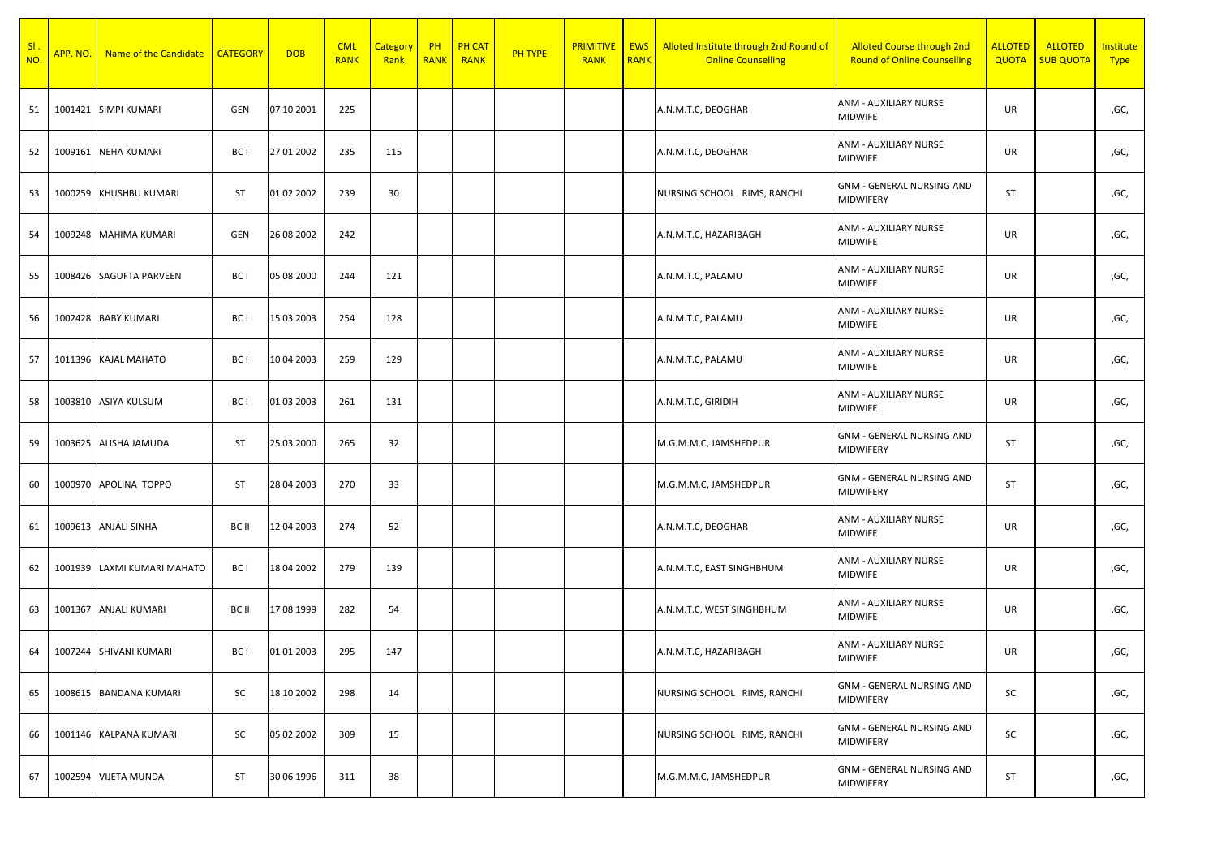| Sl . NO. | APP. NO. | Name of the Candidate | CATEGORY | DOB | CML RANK | Category Rank | PH RANK | PH CAT RANK | PH TYPE | PRIMITIVE RANK | EWS RANK | Alloted Institute through 2nd Round of Online Counselling | Alloted Course through 2nd Round of Online Counselling | ALLOTED QUOTA | ALLOTED SUB QUOTA | Institute Type |
|---|---|---|---|---|---|---|---|---|---|---|---|---|---|---|---|---|
| 51 | 1001421 | SIMPI KUMARI | GEN | 07 10 2001 | 225 | | | | | | | A.N.M.T.C, DEOGHAR | ANM - AUXILIARY NURSE MIDWIFE | UR | | ,GC, |
| 52 | 1009161 | NEHA KUMARI | BC I | 27 01 2002 | 235 | 115 | | | | | | A.N.M.T.C, DEOGHAR | ANM - AUXILIARY NURSE MIDWIFE | UR | | ,GC, |
| 53 | 1000259 | KHUSHBU KUMARI | ST | 01 02 2002 | 239 | 30 | | | | | | NURSING SCHOOL RIMS, RANCHI | GNM - GENERAL NURSING AND MIDWIFERY | ST | | ,GC, |
| 54 | 1009248 | MAHIMA KUMARI | GEN | 26 08 2002 | 242 | | | | | | | A.N.M.T.C, HAZARIBAGH | ANM - AUXILIARY NURSE MIDWIFE | UR | | ,GC, |
| 55 | 1008426 | SAGUFTA PARVEEN | BC I | 05 08 2000 | 244 | 121 | | | | | | A.N.M.T.C, PALAMU | ANM - AUXILIARY NURSE MIDWIFE | UR | | ,GC, |
| 56 | 1002428 | BABY KUMARI | BC I | 15 03 2003 | 254 | 128 | | | | | | A.N.M.T.C, PALAMU | ANM - AUXILIARY NURSE MIDWIFE | UR | | ,GC, |
| 57 | 1011396 | KAJAL MAHATO | BC I | 10 04 2003 | 259 | 129 | | | | | | A.N.M.T.C, PALAMU | ANM - AUXILIARY NURSE MIDWIFE | UR | | ,GC, |
| 58 | 1003810 | ASIYA KULSUM | BC I | 01 03 2003 | 261 | 131 | | | | | | A.N.M.T.C, GIRIDIH | ANM - AUXILIARY NURSE MIDWIFE | UR | | ,GC, |
| 59 | 1003625 | ALISHA JAMUDA | ST | 25 03 2000 | 265 | 32 | | | | | | M.G.M.M.C, JAMSHEDPUR | GNM - GENERAL NURSING AND MIDWIFERY | ST | | ,GC, |
| 60 | 1000970 | APOLINA TOPPO | ST | 28 04 2003 | 270 | 33 | | | | | | M.G.M.M.C, JAMSHEDPUR | GNM - GENERAL NURSING AND MIDWIFERY | ST | | ,GC, |
| 61 | 1009613 | ANJALI SINHA | BC II | 12 04 2003 | 274 | 52 | | | | | | A.N.M.T.C, DEOGHAR | ANM - AUXILIARY NURSE MIDWIFE | UR | | ,GC, |
| 62 | 1001939 | LAXMI KUMARI MAHATO | BC I | 18 04 2002 | 279 | 139 | | | | | | A.N.M.T.C, EAST SINGHBHUM | ANM - AUXILIARY NURSE MIDWIFE | UR | | ,GC, |
| 63 | 1001367 | ANJALI KUMARI | BC II | 17 08 1999 | 282 | 54 | | | | | | A.N.M.T.C, WEST SINGHBHUM | ANM - AUXILIARY NURSE MIDWIFE | UR | | ,GC, |
| 64 | 1007244 | SHIVANI KUMARI | BC I | 01 01 2003 | 295 | 147 | | | | | | A.N.M.T.C, HAZARIBAGH | ANM - AUXILIARY NURSE MIDWIFE | UR | | ,GC, |
| 65 | 1008615 | BANDANA KUMARI | SC | 18 10 2002 | 298 | 14 | | | | | | NURSING SCHOOL RIMS, RANCHI | GNM - GENERAL NURSING AND MIDWIFERY | SC | | ,GC, |
| 66 | 1001146 | KALPANA KUMARI | SC | 05 02 2002 | 309 | 15 | | | | | | NURSING SCHOOL RIMS, RANCHI | GNM - GENERAL NURSING AND MIDWIFERY | SC | | ,GC, |
| 67 | 1002594 | VIJETA MUNDA | ST | 30 06 1996 | 311 | 38 | | | | | | M.G.M.M.C, JAMSHEDPUR | GNM - GENERAL NURSING AND MIDWIFERY | ST | | ,GC, |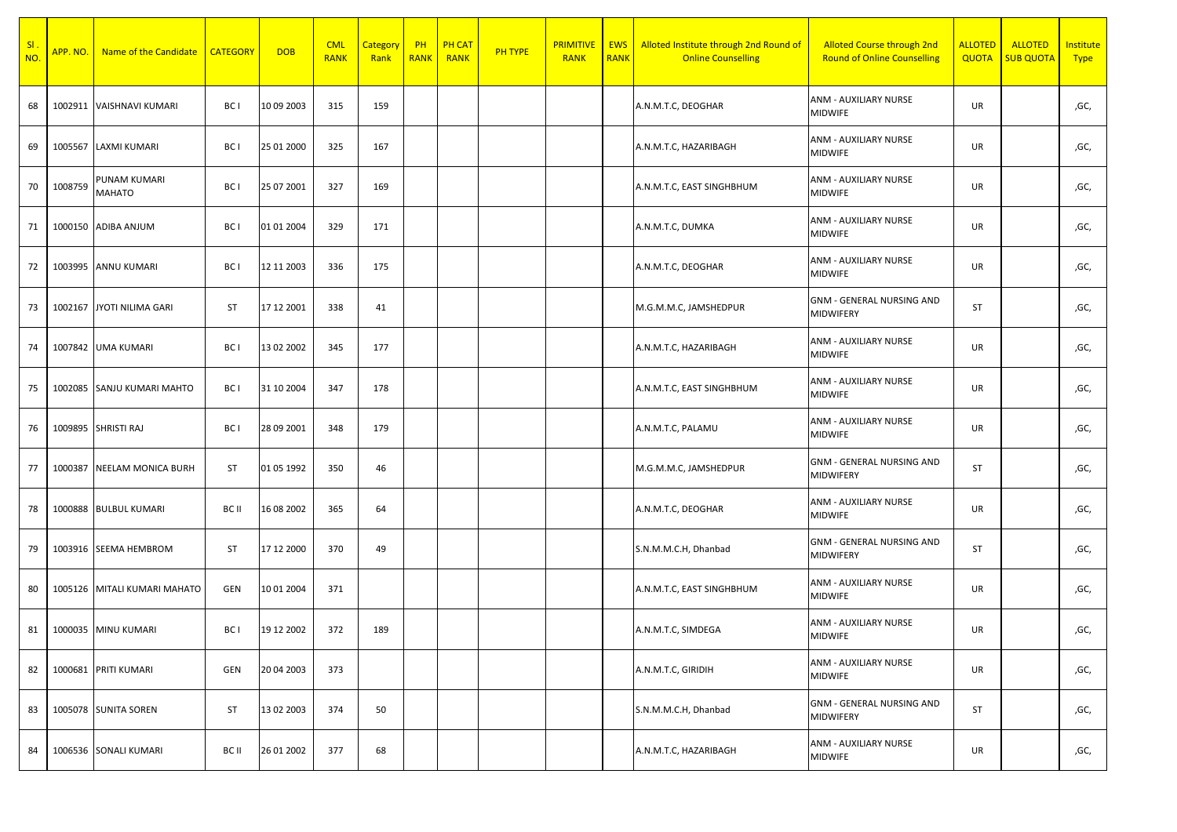| Sl . NO. | APP. NO. | Name of the Candidate | CATEGORY | DOB | CML RANK | Category Rank | PH RANK | PH CAT RANK | PH TYPE | PRIMITIVE RANK | EWS RANK | Alloted Institute through 2nd Round of Online Counselling | Alloted Course through 2nd Round of Online Counselling | ALLOTED QUOTA | ALLOTED SUB QUOTA | Institute Type |
|---|---|---|---|---|---|---|---|---|---|---|---|---|---|---|---|---|
| 68 | 1002911 | VAISHNAVI KUMARI | BC I | 10 09 2003 | 315 | 159 | | | | | | A.N.M.T.C, DEOGHAR | ANM - AUXILIARY NURSE MIDWIFE | UR | | ,GC, |
| 69 | 1005567 | LAXMI KUMARI | BC I | 25 01 2000 | 325 | 167 | | | | | | A.N.M.T.C, HAZARIBAGH | ANM - AUXILIARY NURSE MIDWIFE | UR | | ,GC, |
| 70 | 1008759 | PUNAM KUMARI MAHATO | BC I | 25 07 2001 | 327 | 169 | | | | | | A.N.M.T.C, EAST SINGHBHUM | ANM - AUXILIARY NURSE MIDWIFE | UR | | ,GC, |
| 71 | 1000150 | ADIBA ANJUM | BC I | 01 01 2004 | 329 | 171 | | | | | | A.N.M.T.C, DUMKA | ANM - AUXILIARY NURSE MIDWIFE | UR | | ,GC, |
| 72 | 1003995 | ANNU KUMARI | BC I | 12 11 2003 | 336 | 175 | | | | | | A.N.M.T.C, DEOGHAR | ANM - AUXILIARY NURSE MIDWIFE | UR | | ,GC, |
| 73 | 1002167 | JYOTI NILIMA GARI | ST | 17 12 2001 | 338 | 41 | | | | | | M.G.M.M.C, JAMSHEDPUR | GNM - GENERAL NURSING AND MIDWIFERY | ST | | ,GC, |
| 74 | 1007842 | UMA KUMARI | BC I | 13 02 2002 | 345 | 177 | | | | | | A.N.M.T.C, HAZARIBAGH | ANM - AUXILIARY NURSE MIDWIFE | UR | | ,GC, |
| 75 | 1002085 | SANJU KUMARI MAHTO | BC I | 31 10 2004 | 347 | 178 | | | | | | A.N.M.T.C, EAST SINGHBHUM | ANM - AUXILIARY NURSE MIDWIFE | UR | | ,GC, |
| 76 | 1009895 | SHRISTI RAJ | BC I | 28 09 2001 | 348 | 179 | | | | | | A.N.M.T.C, PALAMU | ANM - AUXILIARY NURSE MIDWIFE | UR | | ,GC, |
| 77 | 1000387 | NEELAM MONICA BURH | ST | 01 05 1992 | 350 | 46 | | | | | | M.G.M.M.C, JAMSHEDPUR | GNM - GENERAL NURSING AND MIDWIFERY | ST | | ,GC, |
| 78 | 1000888 | BULBUL KUMARI | BC II | 16 08 2002 | 365 | 64 | | | | | | A.N.M.T.C, DEOGHAR | ANM - AUXILIARY NURSE MIDWIFE | UR | | ,GC, |
| 79 | 1003916 | SEEMA HEMBROM | ST | 17 12 2000 | 370 | 49 | | | | | | S.N.M.M.C.H, Dhanbad | GNM - GENERAL NURSING AND MIDWIFERY | ST | | ,GC, |
| 80 | 1005126 | MITALI KUMARI MAHATO | GEN | 10 01 2004 | 371 | | | | | | | A.N.M.T.C, EAST SINGHBHUM | ANM - AUXILIARY NURSE MIDWIFE | UR | | ,GC, |
| 81 | 1000035 | MINU KUMARI | BC I | 19 12 2002 | 372 | 189 | | | | | | A.N.M.T.C, SIMDEGA | ANM - AUXILIARY NURSE MIDWIFE | UR | | ,GC, |
| 82 | 1000681 | PRITI KUMARI | GEN | 20 04 2003 | 373 | | | | | | | A.N.M.T.C, GIRIDIH | ANM - AUXILIARY NURSE MIDWIFE | UR | | ,GC, |
| 83 | 1005078 | SUNITA SOREN | ST | 13 02 2003 | 374 | 50 | | | | | | S.N.M.M.C.H, Dhanbad | GNM - GENERAL NURSING AND MIDWIFERY | ST | | ,GC, |
| 84 | 1006536 | SONALI KUMARI | BC II | 26 01 2002 | 377 | 68 | | | | | | A.N.M.T.C, HAZARIBAGH | ANM - AUXILIARY NURSE MIDWIFE | UR | | ,GC, |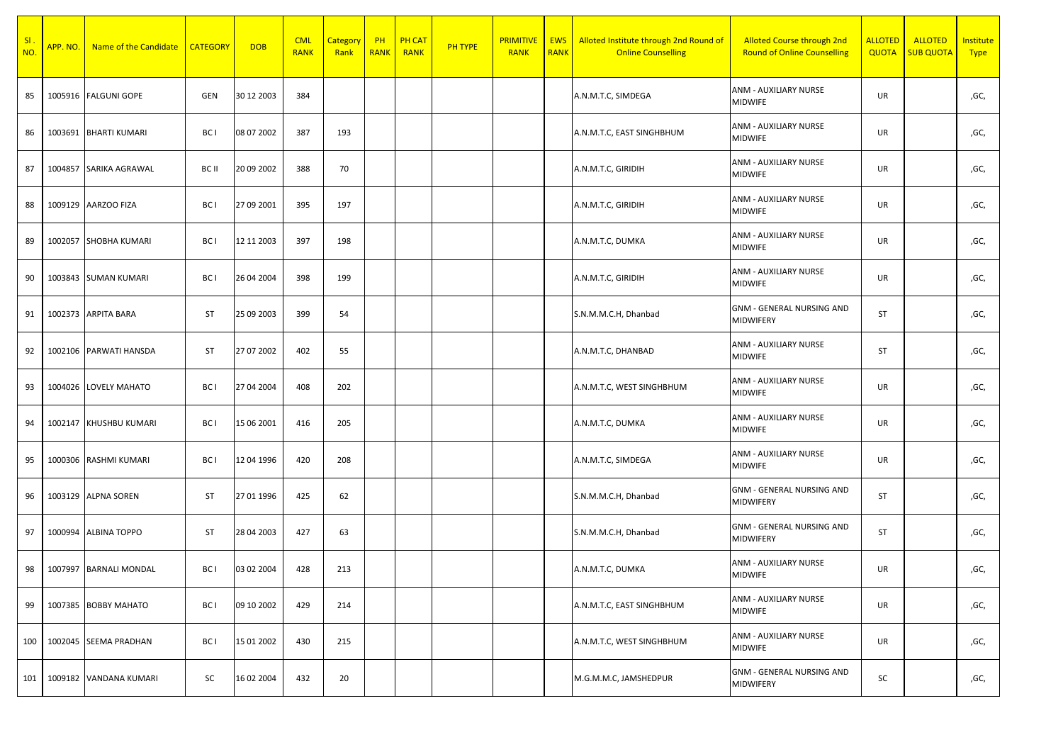| Sl . NO. | APP. NO. | Name of the Candidate | CATEGORY | DOB | CML RANK | Category Rank | PH RANK | PH CAT RANK | PH TYPE | PRIMITIVE RANK | EWS RANK | Alloted Institute through 2nd Round of Online Counselling | Alloted Course through 2nd Round of Online Counselling | ALLOTED QUOTA | ALLOTED SUB QUOTA | Institute Type |
|---|---|---|---|---|---|---|---|---|---|---|---|---|---|---|---|---|
| 85 | 1005916 | FALGUNI GOPE | GEN | 30 12 2003 | 384 | | | | | | | A.N.M.T.C, SIMDEGA | ANM - AUXILIARY NURSE MIDWIFE | UR | | ,GC, |
| 86 | 1003691 | BHARTI KUMARI | BC I | 08 07 2002 | 387 | 193 | | | | | | A.N.M.T.C, EAST SINGHBHUM | ANM - AUXILIARY NURSE MIDWIFE | UR | | ,GC, |
| 87 | 1004857 | SARIKA AGRAWAL | BC II | 20 09 2002 | 388 | 70 | | | | | | A.N.M.T.C, GIRIDIH | ANM - AUXILIARY NURSE MIDWIFE | UR | | ,GC, |
| 88 | 1009129 | AARZOO FIZA | BC I | 27 09 2001 | 395 | 197 | | | | | | A.N.M.T.C, GIRIDIH | ANM - AUXILIARY NURSE MIDWIFE | UR | | ,GC, |
| 89 | 1002057 | SHOBHA KUMARI | BC I | 12 11 2003 | 397 | 198 | | | | | | A.N.M.T.C, DUMKA | ANM - AUXILIARY NURSE MIDWIFE | UR | | ,GC, |
| 90 | 1003843 | SUMAN KUMARI | BC I | 26 04 2004 | 398 | 199 | | | | | | A.N.M.T.C, GIRIDIH | ANM - AUXILIARY NURSE MIDWIFE | UR | | ,GC, |
| 91 | 1002373 | ARPITA BARA | ST | 25 09 2003 | 399 | 54 | | | | | | S.N.M.M.C.H, Dhanbad | GNM - GENERAL NURSING AND MIDWIFERY | ST | | ,GC, |
| 92 | 1002106 | PARWATI HANSDA | ST | 27 07 2002 | 402 | 55 | | | | | | A.N.M.T.C, DHANBAD | ANM - AUXILIARY NURSE MIDWIFE | ST | | ,GC, |
| 93 | 1004026 | LOVELY MAHATO | BC I | 27 04 2004 | 408 | 202 | | | | | | A.N.M.T.C, WEST SINGHBHUM | ANM - AUXILIARY NURSE MIDWIFE | UR | | ,GC, |
| 94 | 1002147 | KHUSHBU KUMARI | BC I | 15 06 2001 | 416 | 205 | | | | | | A.N.M.T.C, DUMKA | ANM - AUXILIARY NURSE MIDWIFE | UR | | ,GC, |
| 95 | 1000306 | RASHMI KUMARI | BC I | 12 04 1996 | 420 | 208 | | | | | | A.N.M.T.C, SIMDEGA | ANM - AUXILIARY NURSE MIDWIFE | UR | | ,GC, |
| 96 | 1003129 | ALPNA SOREN | ST | 27 01 1996 | 425 | 62 | | | | | | S.N.M.M.C.H, Dhanbad | GNM - GENERAL NURSING AND MIDWIFERY | ST | | ,GC, |
| 97 | 1000994 | ALBINA TOPPO | ST | 28 04 2003 | 427 | 63 | | | | | | S.N.M.M.C.H, Dhanbad | GNM - GENERAL NURSING AND MIDWIFERY | ST | | ,GC, |
| 98 | 1007997 | BARNALI MONDAL | BC I | 03 02 2004 | 428 | 213 | | | | | | A.N.M.T.C, DUMKA | ANM - AUXILIARY NURSE MIDWIFE | UR | | ,GC, |
| 99 | 1007385 | BOBBY MAHATO | BC I | 09 10 2002 | 429 | 214 | | | | | | A.N.M.T.C, EAST SINGHBHUM | ANM - AUXILIARY NURSE MIDWIFE | UR | | ,GC, |
| 100 | 1002045 | SEEMA PRADHAN | BC I | 15 01 2002 | 430 | 215 | | | | | | A.N.M.T.C, WEST SINGHBHUM | ANM - AUXILIARY NURSE MIDWIFE | UR | | ,GC, |
| 101 | 1009182 | VANDANA KUMARI | SC | 16 02 2004 | 432 | 20 | | | | | | M.G.M.M.C, JAMSHEDPUR | GNM - GENERAL NURSING AND MIDWIFERY | SC | | ,GC, |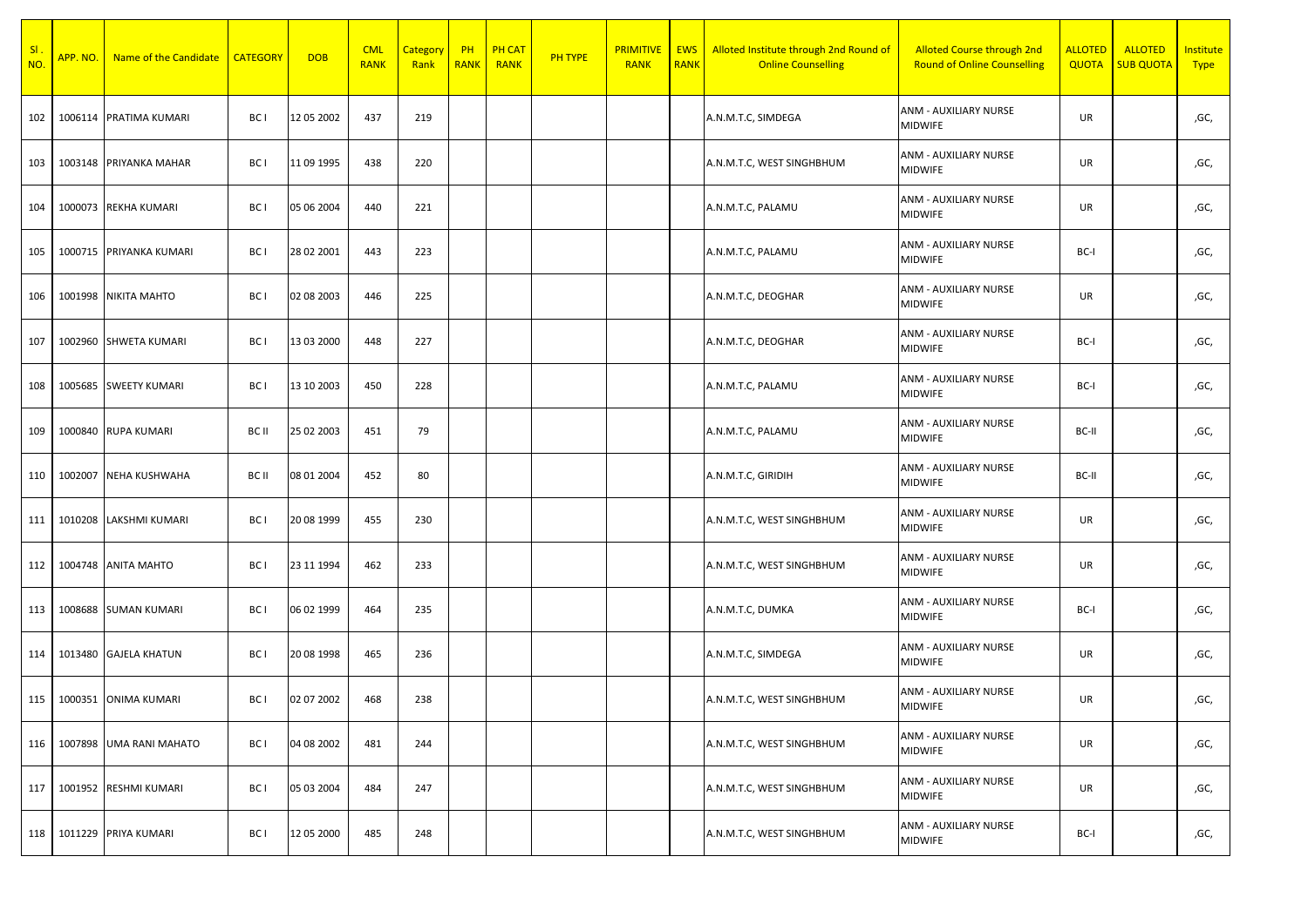| Sl . NO. | APP. NO. | Name of the Candidate | CATEGORY | DOB | CML RANK | Category Rank | PH RANK | PH CAT RANK | PH TYPE | PRIMITIVE RANK | EWS RANK | Alloted Institute through 2nd Round of Online Counselling | Alloted Course through 2nd Round of Online Counselling | ALLOTED QUOTA | ALLOTED SUB QUOTA | Institute Type |
|---|---|---|---|---|---|---|---|---|---|---|---|---|---|---|---|---|
| 102 | 1006114 | PRATIMA KUMARI | BC I | 12 05 2002 | 437 | 219 | | | | | | A.N.M.T.C, SIMDEGA | ANM - AUXILIARY NURSE MIDWIFE | UR | | ,GC, |
| 103 | 1003148 | PRIYANKA MAHAR | BC I | 11 09 1995 | 438 | 220 | | | | | | A.N.M.T.C, WEST SINGHBHUM | ANM - AUXILIARY NURSE MIDWIFE | UR | | ,GC, |
| 104 | 1000073 | REKHA KUMARI | BC I | 05 06 2004 | 440 | 221 | | | | | | A.N.M.T.C, PALAMU | ANM - AUXILIARY NURSE MIDWIFE | UR | | ,GC, |
| 105 | 1000715 | PRIYANKA KUMARI | BC I | 28 02 2001 | 443 | 223 | | | | | | A.N.M.T.C, PALAMU | ANM - AUXILIARY NURSE MIDWIFE | BC-I | | ,GC, |
| 106 | 1001998 | NIKITA MAHTO | BC I | 02 08 2003 | 446 | 225 | | | | | | A.N.M.T.C, DEOGHAR | ANM - AUXILIARY NURSE MIDWIFE | UR | | ,GC, |
| 107 | 1002960 | SHWETA KUMARI | BC I | 13 03 2000 | 448 | 227 | | | | | | A.N.M.T.C, DEOGHAR | ANM - AUXILIARY NURSE MIDWIFE | BC-I | | ,GC, |
| 108 | 1005685 | SWEETY KUMARI | BC I | 13 10 2003 | 450 | 228 | | | | | | A.N.M.T.C, PALAMU | ANM - AUXILIARY NURSE MIDWIFE | BC-I | | ,GC, |
| 109 | 1000840 | RUPA KUMARI | BC II | 25 02 2003 | 451 | 79 | | | | | | A.N.M.T.C, PALAMU | ANM - AUXILIARY NURSE MIDWIFE | BC-II | | ,GC, |
| 110 | 1002007 | NEHA KUSHWAHA | BC II | 08 01 2004 | 452 | 80 | | | | | | A.N.M.T.C, GIRIDIH | ANM - AUXILIARY NURSE MIDWIFE | BC-II | | ,GC, |
| 111 | 1010208 | LAKSHMI KUMARI | BC I | 20 08 1999 | 455 | 230 | | | | | | A.N.M.T.C, WEST SINGHBHUM | ANM - AUXILIARY NURSE MIDWIFE | UR | | ,GC, |
| 112 | 1004748 | ANITA MAHTO | BC I | 23 11 1994 | 462 | 233 | | | | | | A.N.M.T.C, WEST SINGHBHUM | ANM - AUXILIARY NURSE MIDWIFE | UR | | ,GC, |
| 113 | 1008688 | SUMAN KUMARI | BC I | 06 02 1999 | 464 | 235 | | | | | | A.N.M.T.C, DUMKA | ANM - AUXILIARY NURSE MIDWIFE | BC-I | | ,GC, |
| 114 | 1013480 | GAJELA KHATUN | BC I | 20 08 1998 | 465 | 236 | | | | | | A.N.M.T.C, SIMDEGA | ANM - AUXILIARY NURSE MIDWIFE | UR | | ,GC, |
| 115 | 1000351 | ONIMA KUMARI | BC I | 02 07 2002 | 468 | 238 | | | | | | A.N.M.T.C, WEST SINGHBHUM | ANM - AUXILIARY NURSE MIDWIFE | UR | | ,GC, |
| 116 | 1007898 | UMA RANI MAHATO | BC I | 04 08 2002 | 481 | 244 | | | | | | A.N.M.T.C, WEST SINGHBHUM | ANM - AUXILIARY NURSE MIDWIFE | UR | | ,GC, |
| 117 | 1001952 | RESHMI KUMARI | BC I | 05 03 2004 | 484 | 247 | | | | | | A.N.M.T.C, WEST SINGHBHUM | ANM - AUXILIARY NURSE MIDWIFE | UR | | ,GC, |
| 118 | 1011229 | PRIYA KUMARI | BC I | 12 05 2000 | 485 | 248 | | | | | | A.N.M.T.C, WEST SINGHBHUM | ANM - AUXILIARY NURSE MIDWIFE | BC-I | | ,GC, |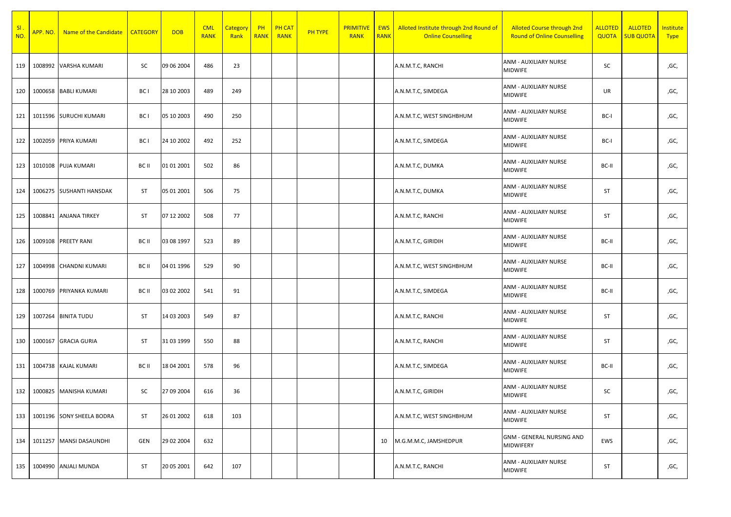| Sl . NO. | APP. NO. | Name of the Candidate | CATEGORY | DOB | CML RANK | Category Rank | PH RANK | PH CAT RANK | PH TYPE | PRIMITIVE RANK | EWS RANK | Alloted Institute through 2nd Round of Online Counselling | Alloted Course through 2nd Round of Online Counselling | ALLOTED QUOTA | ALLOTED SUB QUOTA | Institute Type |
|---|---|---|---|---|---|---|---|---|---|---|---|---|---|---|---|---|
| 119 | 1008992 | VARSHA KUMARI | SC | 09 06 2004 | 486 | 23 | | | | | | A.N.M.T.C, RANCHI | ANM - AUXILIARY NURSE MIDWIFE | SC | | ,GC, |
| 120 | 1000658 | BABLI KUMARI | BC I | 28 10 2003 | 489 | 249 | | | | | | A.N.M.T.C, SIMDEGA | ANM - AUXILIARY NURSE MIDWIFE | UR | | ,GC, |
| 121 | 1011596 | SURUCHI KUMARI | BC I | 05 10 2003 | 490 | 250 | | | | | | A.N.M.T.C, WEST SINGHBHUM | ANM - AUXILIARY NURSE MIDWIFE | BC-I | | ,GC, |
| 122 | 1002059 | PRIYA KUMARI | BC I | 24 10 2002 | 492 | 252 | | | | | | A.N.M.T.C, SIMDEGA | ANM - AUXILIARY NURSE MIDWIFE | BC-I | | ,GC, |
| 123 | 1010108 | PUJA KUMARI | BC II | 01 01 2001 | 502 | 86 | | | | | | A.N.M.T.C, DUMKA | ANM - AUXILIARY NURSE MIDWIFE | BC-II | | ,GC, |
| 124 | 1006275 | SUSHANTI HANSDAK | ST | 05 01 2001 | 506 | 75 | | | | | | A.N.M.T.C, DUMKA | ANM - AUXILIARY NURSE MIDWIFE | ST | | ,GC, |
| 125 | 1008841 | ANJANA TIRKEY | ST | 07 12 2002 | 508 | 77 | | | | | | A.N.M.T.C, RANCHI | ANM - AUXILIARY NURSE MIDWIFE | ST | | ,GC, |
| 126 | 1009108 | PREETY RANI | BC II | 03 08 1997 | 523 | 89 | | | | | | A.N.M.T.C, GIRIDIH | ANM - AUXILIARY NURSE MIDWIFE | BC-II | | ,GC, |
| 127 | 1004998 | CHANDNI KUMARI | BC II | 04 01 1996 | 529 | 90 | | | | | | A.N.M.T.C, WEST SINGHBHUM | ANM - AUXILIARY NURSE MIDWIFE | BC-II | | ,GC, |
| 128 | 1000769 | PRIYANKA KUMARI | BC II | 03 02 2002 | 541 | 91 | | | | | | A.N.M.T.C, SIMDEGA | ANM - AUXILIARY NURSE MIDWIFE | BC-II | | ,GC, |
| 129 | 1007264 | BINITA TUDU | ST | 14 03 2003 | 549 | 87 | | | | | | A.N.M.T.C, RANCHI | ANM - AUXILIARY NURSE MIDWIFE | ST | | ,GC, |
| 130 | 1000167 | GRACIA GURIA | ST | 31 03 1999 | 550 | 88 | | | | | | A.N.M.T.C, RANCHI | ANM - AUXILIARY NURSE MIDWIFE | ST | | ,GC, |
| 131 | 1004738 | KAJAL KUMARI | BC II | 18 04 2001 | 578 | 96 | | | | | | A.N.M.T.C, SIMDEGA | ANM - AUXILIARY NURSE MIDWIFE | BC-II | | ,GC, |
| 132 | 1000825 | MANISHA KUMARI | SC | 27 09 2004 | 616 | 36 | | | | | | A.N.M.T.C, GIRIDIH | ANM - AUXILIARY NURSE MIDWIFE | SC | | ,GC, |
| 133 | 1001196 | SONY SHEELA BODRA | ST | 26 01 2002 | 618 | 103 | | | | | | A.N.M.T.C, WEST SINGHBHUM | ANM - AUXILIARY NURSE MIDWIFE | ST | | ,GC, |
| 134 | 1011257 | MANSI DASAUNDHI | GEN | 29 02 2004 | 632 | | | | | | 10 | M.G.M.M.C, JAMSHEDPUR | GNM - GENERAL NURSING AND MIDWIFERY | EWS | | ,GC, |
| 135 | 1004990 | ANJALI MUNDA | ST | 20 05 2001 | 642 | 107 | | | | | | A.N.M.T.C, RANCHI | ANM - AUXILIARY NURSE MIDWIFE | ST | | ,GC, |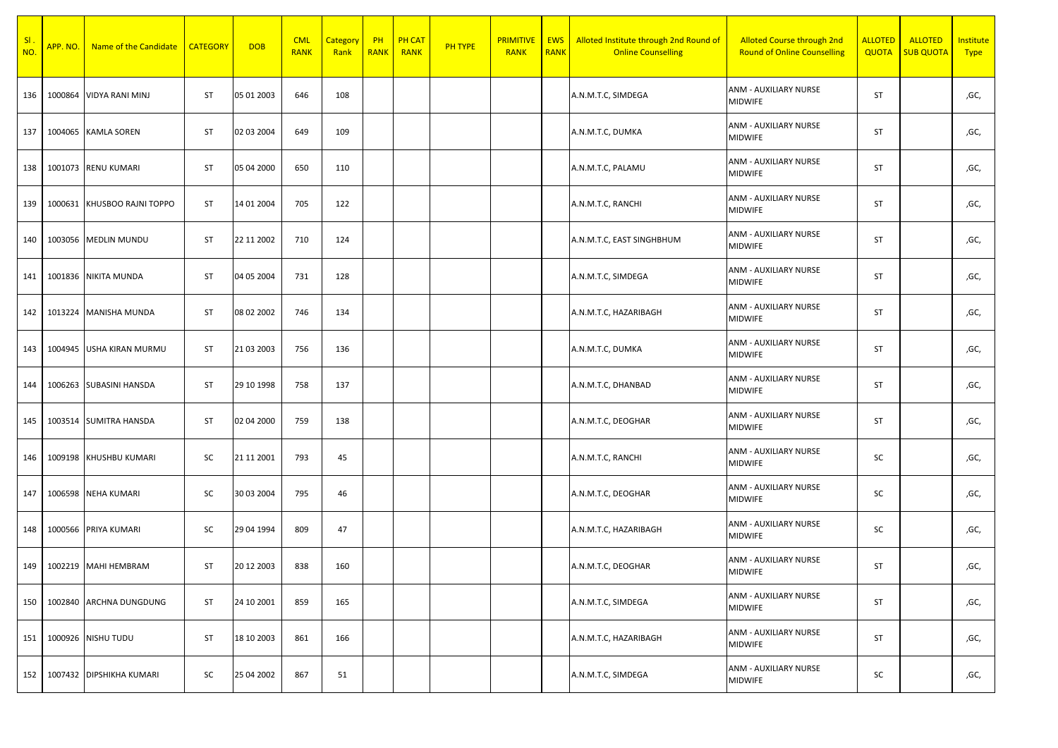| Sl . NO. | APP. NO. | Name of the Candidate | CATEGORY | DOB | CML RANK | Category Rank | PH RANK | PH CAT RANK | PH TYPE | PRIMITIVE RANK | EWS RANK | Alloted Institute through 2nd Round of Online Counselling | Alloted Course through 2nd Round of Online Counselling | ALLOTED QUOTA | ALLOTED SUB QUOTA | Institute Type |
|---|---|---|---|---|---|---|---|---|---|---|---|---|---|---|---|---|
| 136 | 1000864 | VIDYA RANI MINJ | ST | 05 01 2003 | 646 | 108 | | | | | | A.N.M.T.C, SIMDEGA | ANM - AUXILIARY NURSE MIDWIFE | ST | | ,GC, |
| 137 | 1004065 | KAMLA SOREN | ST | 02 03 2004 | 649 | 109 | | | | | | A.N.M.T.C, DUMKA | ANM - AUXILIARY NURSE MIDWIFE | ST | | ,GC, |
| 138 | 1001073 | RENU KUMARI | ST | 05 04 2000 | 650 | 110 | | | | | | A.N.M.T.C, PALAMU | ANM - AUXILIARY NURSE MIDWIFE | ST | | ,GC, |
| 139 | 1000631 | KHUSBOO RAJNI TOPPO | ST | 14 01 2004 | 705 | 122 | | | | | | A.N.M.T.C, RANCHI | ANM - AUXILIARY NURSE MIDWIFE | ST | | ,GC, |
| 140 | 1003056 | MEDLIN MUNDU | ST | 22 11 2002 | 710 | 124 | | | | | | A.N.M.T.C, EAST SINGHBHUM | ANM - AUXILIARY NURSE MIDWIFE | ST | | ,GC, |
| 141 | 1001836 | NIKITA MUNDA | ST | 04 05 2004 | 731 | 128 | | | | | | A.N.M.T.C, SIMDEGA | ANM - AUXILIARY NURSE MIDWIFE | ST | | ,GC, |
| 142 | 1013224 | MANISHA MUNDA | ST | 08 02 2002 | 746 | 134 | | | | | | A.N.M.T.C, HAZARIBAGH | ANM - AUXILIARY NURSE MIDWIFE | ST | | ,GC, |
| 143 | 1004945 | USHA KIRAN MURMU | ST | 21 03 2003 | 756 | 136 | | | | | | A.N.M.T.C, DUMKA | ANM - AUXILIARY NURSE MIDWIFE | ST | | ,GC, |
| 144 | 1006263 | SUBASINI HANSDA | ST | 29 10 1998 | 758 | 137 | | | | | | A.N.M.T.C, DHANBAD | ANM - AUXILIARY NURSE MIDWIFE | ST | | ,GC, |
| 145 | 1003514 | SUMITRA HANSDA | ST | 02 04 2000 | 759 | 138 | | | | | | A.N.M.T.C, DEOGHAR | ANM - AUXILIARY NURSE MIDWIFE | ST | | ,GC, |
| 146 | 1009198 | KHUSHBU KUMARI | SC | 21 11 2001 | 793 | 45 | | | | | | A.N.M.T.C, RANCHI | ANM - AUXILIARY NURSE MIDWIFE | SC | | ,GC, |
| 147 | 1006598 | NEHA KUMARI | SC | 30 03 2004 | 795 | 46 | | | | | | A.N.M.T.C, DEOGHAR | ANM - AUXILIARY NURSE MIDWIFE | SC | | ,GC, |
| 148 | 1000566 | PRIYA KUMARI | SC | 29 04 1994 | 809 | 47 | | | | | | A.N.M.T.C, HAZARIBAGH | ANM - AUXILIARY NURSE MIDWIFE | SC | | ,GC, |
| 149 | 1002219 | MAHI HEMBRAM | ST | 20 12 2003 | 838 | 160 | | | | | | A.N.M.T.C, DEOGHAR | ANM - AUXILIARY NURSE MIDWIFE | ST | | ,GC, |
| 150 | 1002840 | ARCHNA DUNGDUNG | ST | 24 10 2001 | 859 | 165 | | | | | | A.N.M.T.C, SIMDEGA | ANM - AUXILIARY NURSE MIDWIFE | ST | | ,GC, |
| 151 | 1000926 | NISHU TUDU | ST | 18 10 2003 | 861 | 166 | | | | | | A.N.M.T.C, HAZARIBAGH | ANM - AUXILIARY NURSE MIDWIFE | ST | | ,GC, |
| 152 | 1007432 | DIPSHIKHA KUMARI | SC | 25 04 2002 | 867 | 51 | | | | | | A.N.M.T.C, SIMDEGA | ANM - AUXILIARY NURSE MIDWIFE | SC | | ,GC, |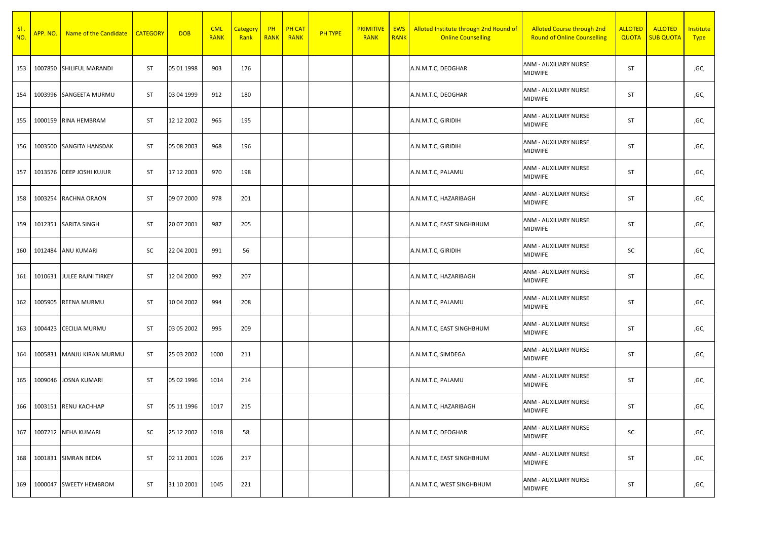| Sl . NO. | APP. NO. | Name of the Candidate | CATEGORY | DOB | CML RANK | Category Rank | PH RANK | PH CAT RANK | PH TYPE | PRIMITIVE RANK | EWS RANK | Alloted Institute through 2nd Round of Online Counselling | Alloted Course through 2nd Round of Online Counselling | ALLOTED QUOTA | ALLOTED SUB QUOTA | Institute Type |
|---|---|---|---|---|---|---|---|---|---|---|---|---|---|---|---|---|
| 153 | 1007850 | SHILIFUL MARANDI | ST | 05 01 1998 | 903 | 176 | | | | | | A.N.M.T.C, DEOGHAR | ANM - AUXILIARY NURSE MIDWIFE | ST | | ,GC, |
| 154 | 1003996 | SANGEETA MURMU | ST | 03 04 1999 | 912 | 180 | | | | | | A.N.M.T.C, DEOGHAR | ANM - AUXILIARY NURSE MIDWIFE | ST | | ,GC, |
| 155 | 1000159 | RINA HEMBRAM | ST | 12 12 2002 | 965 | 195 | | | | | | A.N.M.T.C, GIRIDIH | ANM - AUXILIARY NURSE MIDWIFE | ST | | ,GC, |
| 156 | 1003500 | SANGITA HANSDAK | ST | 05 08 2003 | 968 | 196 | | | | | | A.N.M.T.C, GIRIDIH | ANM - AUXILIARY NURSE MIDWIFE | ST | | ,GC, |
| 157 | 1013576 | DEEP JOSHI KUJUR | ST | 17 12 2003 | 970 | 198 | | | | | | A.N.M.T.C, PALAMU | ANM - AUXILIARY NURSE MIDWIFE | ST | | ,GC, |
| 158 | 1003254 | RACHNA ORAON | ST | 09 07 2000 | 978 | 201 | | | | | | A.N.M.T.C, HAZARIBAGH | ANM - AUXILIARY NURSE MIDWIFE | ST | | ,GC, |
| 159 | 1012351 | SARITA SINGH | ST | 20 07 2001 | 987 | 205 | | | | | | A.N.M.T.C, EAST SINGHBHUM | ANM - AUXILIARY NURSE MIDWIFE | ST | | ,GC, |
| 160 | 1012484 | ANU KUMARI | SC | 22 04 2001 | 991 | 56 | | | | | | A.N.M.T.C, GIRIDIH | ANM - AUXILIARY NURSE MIDWIFE | SC | | ,GC, |
| 161 | 1010631 | JULEE RAJNI TIRKEY | ST | 12 04 2000 | 992 | 207 | | | | | | A.N.M.T.C, HAZARIBAGH | ANM - AUXILIARY NURSE MIDWIFE | ST | | ,GC, |
| 162 | 1005905 | REENA MURMU | ST | 10 04 2002 | 994 | 208 | | | | | | A.N.M.T.C, PALAMU | ANM - AUXILIARY NURSE MIDWIFE | ST | | ,GC, |
| 163 | 1004423 | CECILIA MURMU | ST | 03 05 2002 | 995 | 209 | | | | | | A.N.M.T.C, EAST SINGHBHUM | ANM - AUXILIARY NURSE MIDWIFE | ST | | ,GC, |
| 164 | 1005831 | MANJU KIRAN MURMU | ST | 25 03 2002 | 1000 | 211 | | | | | | A.N.M.T.C, SIMDEGA | ANM - AUXILIARY NURSE MIDWIFE | ST | | ,GC, |
| 165 | 1009046 | JOSNA KUMARI | ST | 05 02 1996 | 1014 | 214 | | | | | | A.N.M.T.C, PALAMU | ANM - AUXILIARY NURSE MIDWIFE | ST | | ,GC, |
| 166 | 1003151 | RENU KACHHAP | ST | 05 11 1996 | 1017 | 215 | | | | | | A.N.M.T.C, HAZARIBAGH | ANM - AUXILIARY NURSE MIDWIFE | ST | | ,GC, |
| 167 | 1007212 | NEHA KUMARI | SC | 25 12 2002 | 1018 | 58 | | | | | | A.N.M.T.C, DEOGHAR | ANM - AUXILIARY NURSE MIDWIFE | SC | | ,GC, |
| 168 | 1001831 | SIMRAN BEDIA | ST | 02 11 2001 | 1026 | 217 | | | | | | A.N.M.T.C, EAST SINGHBHUM | ANM - AUXILIARY NURSE MIDWIFE | ST | | ,GC, |
| 169 | 1000047 | SWEETY HEMBROM | ST | 31 10 2001 | 1045 | 221 | | | | | | A.N.M.T.C, WEST SINGHBHUM | ANM - AUXILIARY NURSE MIDWIFE | ST | | ,GC, |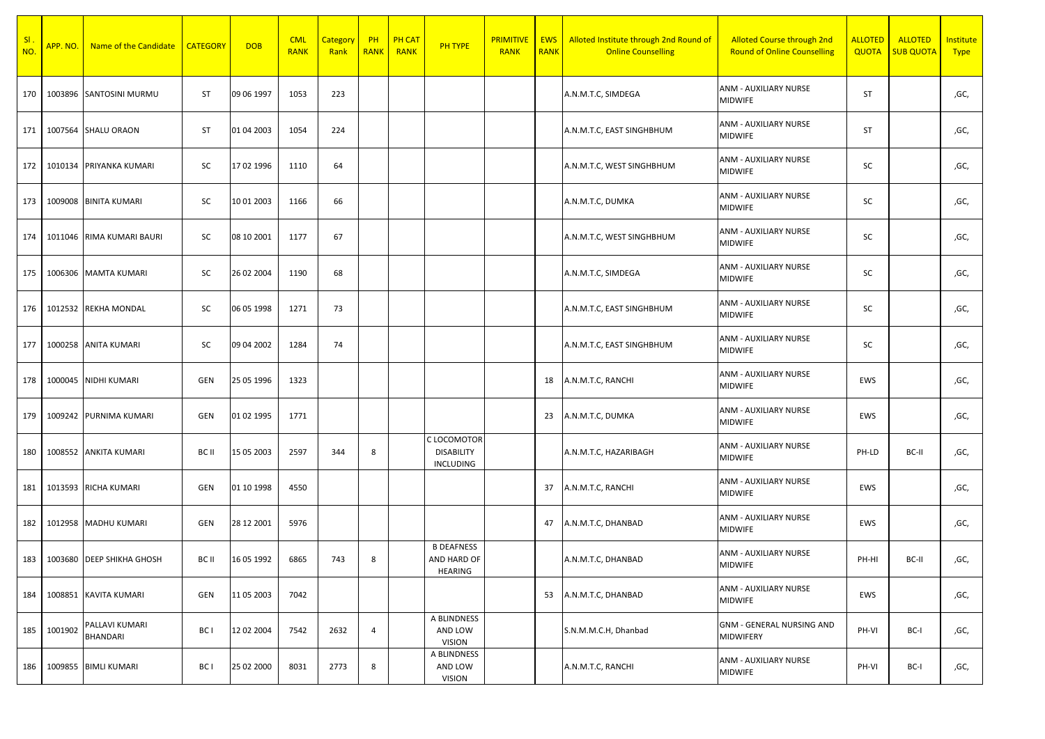| Sl . NO. | APP. NO. | Name of the Candidate | CATEGORY | DOB | CML RANK | Category Rank | PH RANK | PH CAT RANK | PH TYPE | PRIMITIVE RANK | EWS RANK | Alloted Institute through 2nd Round of Online Counselling | Alloted Course through 2nd Round of Online Counselling | ALLOTED QUOTA | ALLOTED SUB QUOTA | Institute Type |
|---|---|---|---|---|---|---|---|---|---|---|---|---|---|---|---|---|
| 170 | 1003896 | SANTOSINI MURMU | ST | 09 06 1997 | 1053 | 223 | | | | | | A.N.M.T.C, SIMDEGA | ANM - AUXILIARY NURSE MIDWIFE | ST | | ,GC, |
| 171 | 1007564 | SHALU ORAON | ST | 01 04 2003 | 1054 | 224 | | | | | | A.N.M.T.C, EAST SINGHBHUM | ANM - AUXILIARY NURSE MIDWIFE | ST | | ,GC, |
| 172 | 1010134 | PRIYANKA KUMARI | SC | 17 02 1996 | 1110 | 64 | | | | | | A.N.M.T.C, WEST SINGHBHUM | ANM - AUXILIARY NURSE MIDWIFE | SC | | ,GC, |
| 173 | 1009008 | BINITA KUMARI | SC | 10 01 2003 | 1166 | 66 | | | | | | A.N.M.T.C, DUMKA | ANM - AUXILIARY NURSE MIDWIFE | SC | | ,GC, |
| 174 | 1011046 | RIMA KUMARI BAURI | SC | 08 10 2001 | 1177 | 67 | | | | | | A.N.M.T.C, WEST SINGHBHUM | ANM - AUXILIARY NURSE MIDWIFE | SC | | ,GC, |
| 175 | 1006306 | MAMTA KUMARI | SC | 26 02 2004 | 1190 | 68 | | | | | | A.N.M.T.C, SIMDEGA | ANM - AUXILIARY NURSE MIDWIFE | SC | | ,GC, |
| 176 | 1012532 | REKHA MONDAL | SC | 06 05 1998 | 1271 | 73 | | | | | | A.N.M.T.C, EAST SINGHBHUM | ANM - AUXILIARY NURSE MIDWIFE | SC | | ,GC, |
| 177 | 1000258 | ANITA KUMARI | SC | 09 04 2002 | 1284 | 74 | | | | | | A.N.M.T.C, EAST SINGHBHUM | ANM - AUXILIARY NURSE MIDWIFE | SC | | ,GC, |
| 178 | 1000045 | NIDHI KUMARI | GEN | 25 05 1996 | 1323 | | | | | | 18 | A.N.M.T.C, RANCHI | ANM - AUXILIARY NURSE MIDWIFE | EWS | | ,GC, |
| 179 | 1009242 | PURNIMA KUMARI | GEN | 01 02 1995 | 1771 | | | | | | 23 | A.N.M.T.C, DUMKA | ANM - AUXILIARY NURSE MIDWIFE | EWS | | ,GC, |
| 180 | 1008552 | ANKITA KUMARI | BC II | 15 05 2003 | 2597 | 344 | 8 | | C LOCOMOTOR DISABILITY INCLUDING | | | A.N.M.T.C, HAZARIBAGH | ANM - AUXILIARY NURSE MIDWIFE | PH-LD | BC-II | ,GC, |
| 181 | 1013593 | RICHA KUMARI | GEN | 01 10 1998 | 4550 | | | | | | 37 | A.N.M.T.C, RANCHI | ANM - AUXILIARY NURSE MIDWIFE | EWS | | ,GC, |
| 182 | 1012958 | MADHU KUMARI | GEN | 28 12 2001 | 5976 | | | | | | 47 | A.N.M.T.C, DHANBAD | ANM - AUXILIARY NURSE MIDWIFE | EWS | | ,GC, |
| 183 | 1003680 | DEEP SHIKHA GHOSH | BC II | 16 05 1992 | 6865 | 743 | 8 | | B DEAFNESS AND HARD OF HEARING | | | A.N.M.T.C, DHANBAD | ANM - AUXILIARY NURSE MIDWIFE | PH-HI | BC-II | ,GC, |
| 184 | 1008851 | KAVITA KUMARI | GEN | 11 05 2003 | 7042 | | | | | | 53 | A.N.M.T.C, DHANBAD | ANM - AUXILIARY NURSE MIDWIFE | EWS | | ,GC, |
| 185 | 1001902 | PALLAVI KUMARI BHANDARI | BC I | 12 02 2004 | 7542 | 2632 | 4 | | A BLINDNESS AND LOW VISION | | | S.N.M.M.C.H, Dhanbad | GNM - GENERAL NURSING AND MIDWIFERY | PH-VI | BC-I | ,GC, |
| 186 | 1009855 | BIMLI KUMARI | BC I | 25 02 2000 | 8031 | 2773 | 8 | | A BLINDNESS AND LOW VISION | | | A.N.M.T.C, RANCHI | ANM - AUXILIARY NURSE MIDWIFE | PH-VI | BC-I | ,GC, |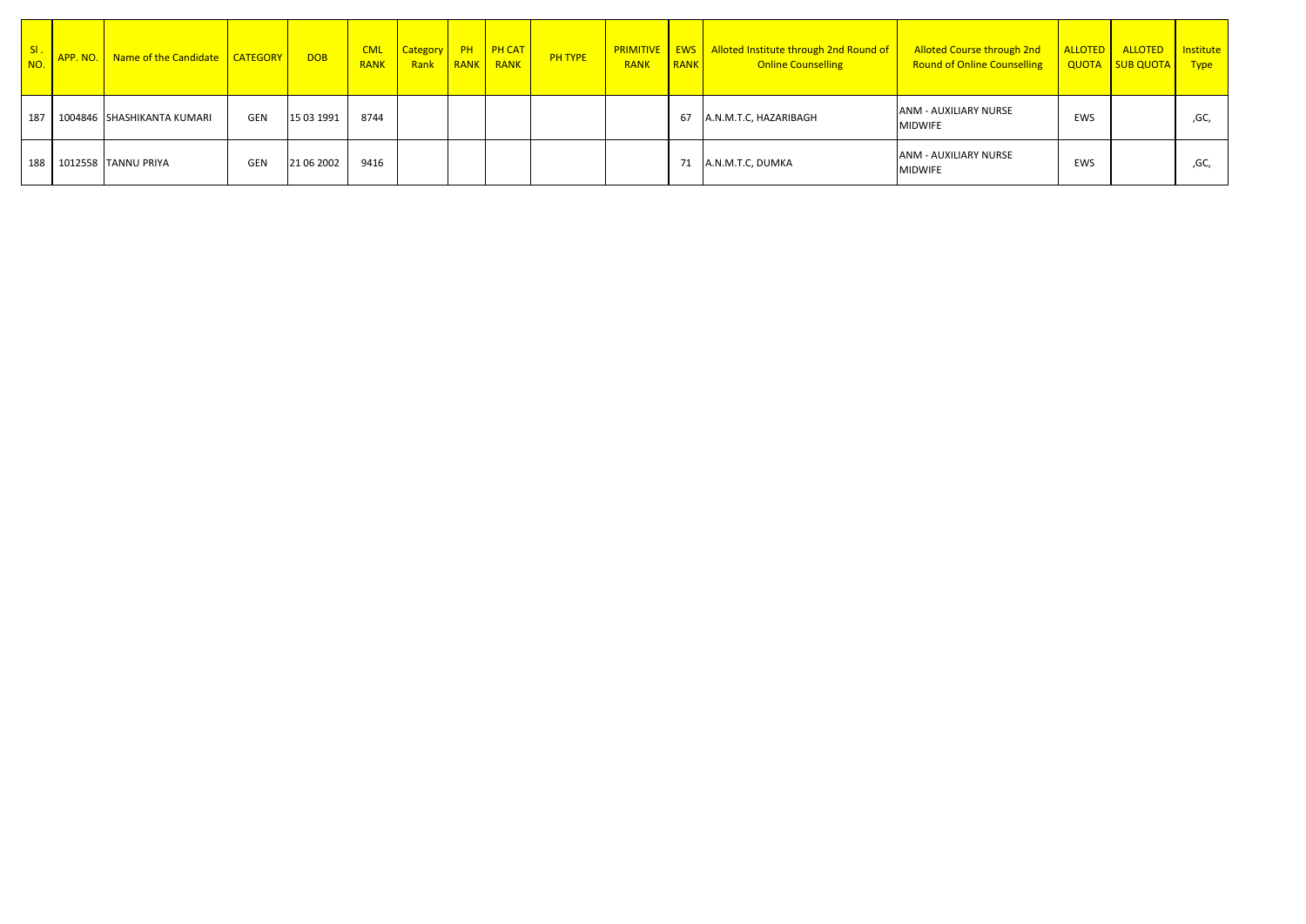| Sl . NO. | APP. NO. | Name of the Candidate | CATEGORY | DOB | CML RANK | Category Rank | PH RANK | PH CAT RANK | PH TYPE | PRIMITIVE RANK | EWS RANK | Alloted Institute through 2nd Round of Online Counselling | Alloted Course through 2nd Round of Online Counselling | ALLOTED QUOTA | ALLOTED SUB QUOTA | Institute Type |
|---|---|---|---|---|---|---|---|---|---|---|---|---|---|---|---|---|
| 187 | 1004846 | SHASHIKANTA KUMARI | GEN | 15 03 1991 | 8744 | | | | | | 67 | A.N.M.T.C, HAZARIBAGH | ANM - AUXILIARY NURSE MIDWIFE | EWS | | ,GC, |
| 188 | 1012558 | TANNU PRIYA | GEN | 21 06 2002 | 9416 | | | | | | 71 | A.N.M.T.C, DUMKA | ANM - AUXILIARY NURSE MIDWIFE | EWS | | ,GC, |